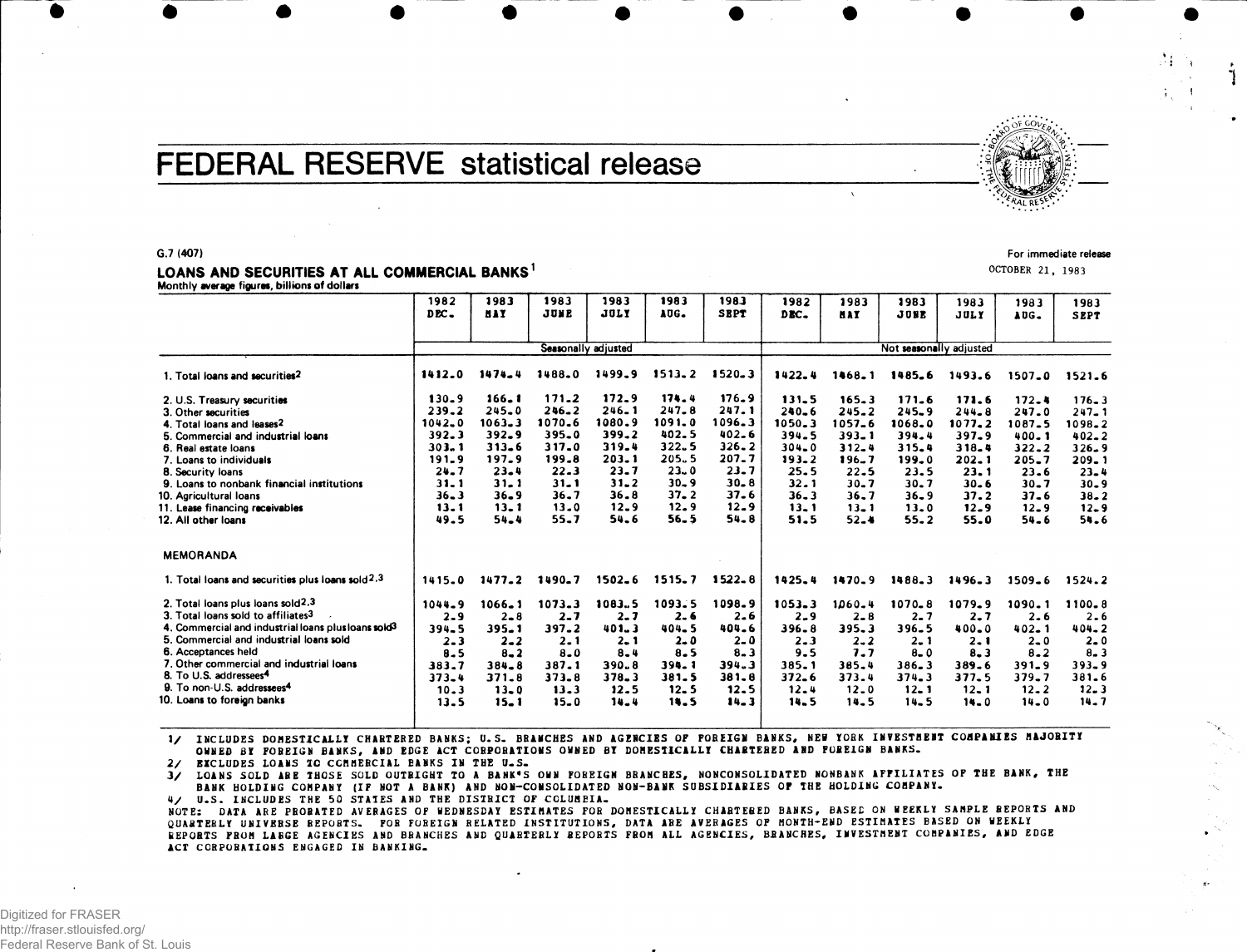# FEDERAL RESERVE statistical release

G.7 (407)

For immediate release
OCTOBER 21, 1983

## LOANS AND SECURITIES AT ALL COMMERCIAL BANKS[1]

Monthly average figures, billions of dollars

| | 1982 DEC. | 1983 MAY | 1983 JUNE | 1983 JULY | 1983 AUG. | 1983 SEPT | 1982 DEC. | 1983 MAY | 1983 JUNE | 1983 JULY | 1983 AUG. | 1983 SEPT |
|---|---|---|---|---|---|---|---|---|---|---|---|---|
| | Seasonally adjusted | | | | | | Not seasonally adjusted | | | | | |
| 1. Total loans and securities[2] | 1412.0 | 1474.4 | 1488.0 | 1499.9 | 1513.2 | 1520.3 | 1422.4 | 1468.1 | 1485.6 | 1493.6 | 1507.0 | 1521.6 |
| 2. U.S. Treasury securities | 130.9 | 166.1 | 171.2 | 172.9 | 174.4 | 176.9 | 131.5 | 165.3 | 171.6 | 171.6 | 172.4 | 176.3 |
| 3. Other securities | 239.2 | 245.0 | 246.2 | 246.1 | 247.8 | 247.1 | 240.6 | 245.2 | 245.9 | 244.8 | 247.0 | 247.1 |
| 4. Total loans and leases[2] | 1042.0 | 1063.3 | 1070.6 | 1080.9 | 1091.0 | 1096.3 | 1050.3 | 1057.6 | 1068.0 | 1077.2 | 1087.5 | 1098.2 |
| 5. Commercial and industrial loans | 392.3 | 392.9 | 395.0 | 399.2 | 402.5 | 402.6 | 394.5 | 393.1 | 394.4 | 397.9 | 400.1 | 402.2 |
| 6. Real estate loans | 303.1 | 313.6 | 317.0 | 319.4 | 322.5 | 326.2 | 304.0 | 312.4 | 315.4 | 318.4 | 322.2 | 326.9 |
| 7. Loans to individuals | 191.9 | 197.9 | 199.8 | 203.1 | 205.5 | 207.7 | 193.2 | 196.7 | 199.0 | 202.1 | 205.7 | 209.1 |
| 8. Security loans | 24.7 | 23.4 | 22.3 | 23.7 | 23.0 | 23.7 | 25.5 | 22.5 | 23.5 | 23.1 | 23.6 | 23.4 |
| 9. Loans to nonbank financial institutions | 31.1 | 31.1 | 31.1 | 31.2 | 30.9 | 30.8 | 32.1 | 30.7 | 30.7 | 30.6 | 30.7 | 30.9 |
| 10. Agricultural loans | 36.3 | 36.9 | 36.7 | 36.8 | 37.2 | 37.6 | 36.3 | 36.7 | 36.9 | 37.2 | 37.6 | 38.2 |
| 11. Lease financing receivables | 13.1 | 13.1 | 13.0 | 12.9 | 12.9 | 12.9 | 13.1 | 13.1 | 13.0 | 12.9 | 12.9 | 12.9 |
| 12. All other loans | 49.5 | 54.4 | 55.7 | 54.6 | 56.5 | 54.8 | 51.5 | 52.4 | 55.2 | 55.0 | 54.6 | 54.6 |
| **MEMORANDA** | | | | | | | | | | | | |
| 1. Total loans and securities plus loans sold[2,3] | 1415.0 | 1477.2 | 1490.7 | 1502.6 | 1515.7 | 1522.8 | 1425.4 | 1470.9 | 1488.3 | 1496.3 | 1509.6 | 1524.2 |
| 2. Total loans plus loans sold[2,3] | 1044.9 | 1066.1 | 1073.3 | 1083.5 | 1093.5 | 1098.9 | 1053.3 | 1060.4 | 1070.8 | 1079.9 | 1090.1 | 1100.8 |
| 3. Total loans sold to affiliates[3] | 2.9 | 2.8 | 2.7 | 2.7 | 2.6 | 2.6 | 2.9 | 2.8 | 2.7 | 2.7 | 2.6 | 2.6 |
| 4. Commercial and industrial loans plus loans sold[3] | 394.5 | 395.1 | 397.2 | 401.3 | 404.5 | 404.6 | 396.8 | 395.3 | 396.5 | 400.0 | 402.1 | 404.2 |
| 5. Commercial and industrial loans sold | 2.3 | 2.2 | 2.1 | 2.1 | 2.0 | 2.0 | 2.3 | 2.2 | 2.1 | 2.1 | 2.0 | 2.0 |
| 6. Acceptances held | 8.5 | 8.2 | 8.0 | 8.4 | 8.5 | 8.3 | 9.5 | 7.7 | 8.0 | 8.3 | 8.2 | 8.3 |
| 7. Other commercial and industrial loans | 383.7 | 384.8 | 387.1 | 390.8 | 394.1 | 394.3 | 385.1 | 385.4 | 386.3 | 389.6 | 391.9 | 393.9 |
| 8. To U.S. addressees[4] | 373.4 | 371.8 | 373.8 | 378.3 | 381.5 | 381.8 | 372.6 | 373.4 | 374.3 | 377.5 | 379.7 | 381.6 |
| 9. To non-U.S. addressees[4] | 10.3 | 13.0 | 13.3 | 12.5 | 12.5 | 12.5 | 12.4 | 12.0 | 12.1 | 12.1 | 12.2 | 12.3 |
| 10. Loans to foreign banks | 13.5 | 15.1 | 15.0 | 14.4 | 14.5 | 14.3 | 14.5 | 14.5 | 14.5 | 14.0 | 14.0 | 14.7 |

1/ INCLUDES DOMESTICALLY CHARTERED BANKS; U.S. BRANCHES AND AGENCIES OF FOREIGN BANKS, NEW YORK INVESTMENT COMPANIES MAJORITY OWNED BY FOREIGN BANKS, AND EDGE ACT CORPORATIONS OWNED BY DOMESTICALLY CHARTERED AND FOREIGN BANKS.

2/ EXCLUDES LOANS TO COMMERCIAL BANKS IN THE U.S.

3/ LOANS SOLD ARE THOSE SOLD OUTRIGHT TO A BANK'S OWN FOREIGN BRANCHES, NONCONSOLIDATED NONBANK AFFILIATES OF THE BANK, THE BANK HOLDING COMPANY (IF NOT A BANK) AND NON-CONSOLIDATED NON-BANK SUBSIDIARIES OF THE HOLDING COMPANY.

4/ U.S. INCLUDES THE 50 STATES AND THE DISTRICT OF COLUMBIA.

NOTE: DATA ARE PRORATED AVERAGES OF WEDNESDAY ESTIMATES FOR DOMESTICALLY CHARTERED BANKS, BASED ON WEEKLY SAMPLE REPORTS AND QUARTERLY UNIVERSE REPORTS. FOR FOREIGN RELATED INSTITUTIONS, DATA ARE AVERAGES OF MONTH-END ESTIMATES BASED ON WEEKLY REPORTS FROM LARGE AGENCIES AND BRANCHES AND QUARTERLY REPORTS FROM ALL AGENCIES, BRANCHES, INVESTMENT COMPANIES, AND EDGE ACT CORPORATIONS ENGAGED IN BANKING.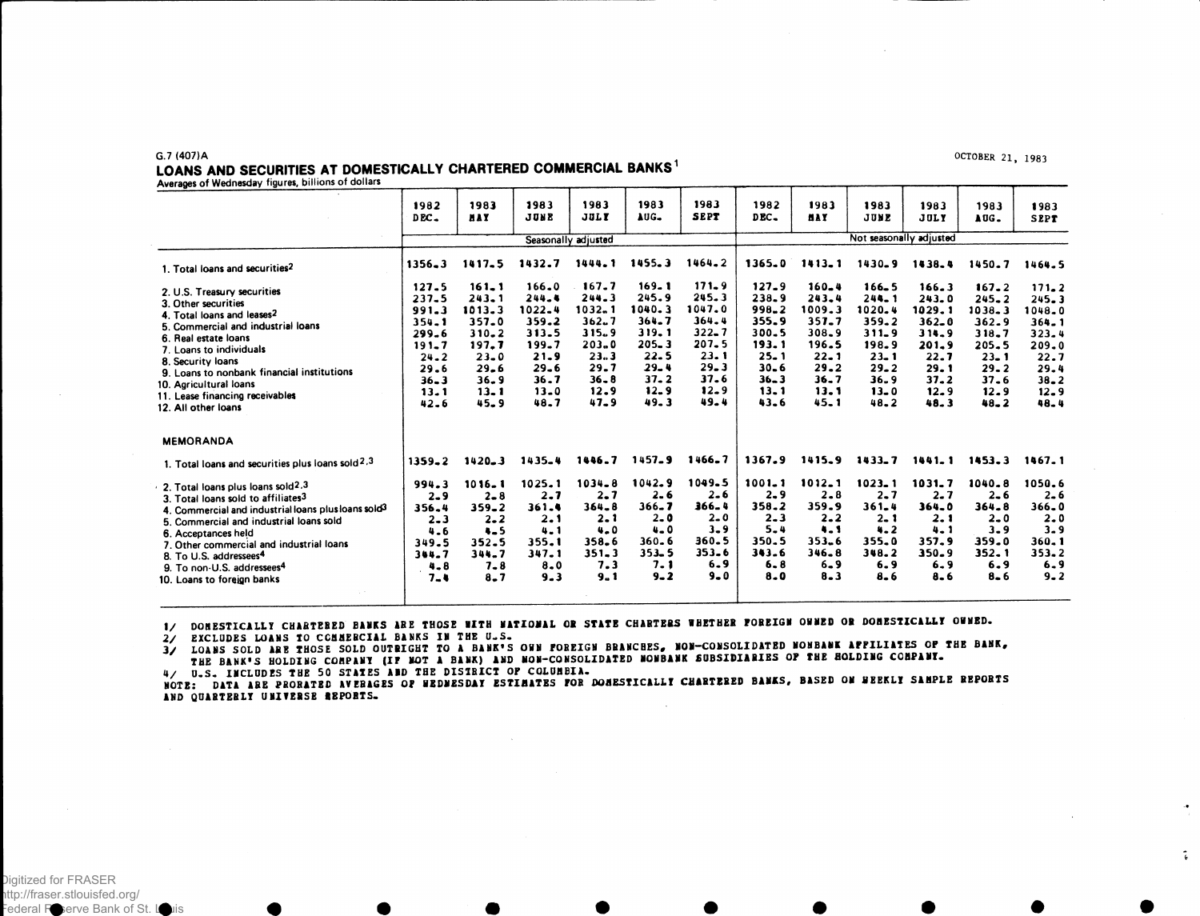G.7 (407)A

OCTOBER 21, 1983

# LOANS AND SECURITIES AT DOMESTICALLY CHARTERED COMMERCIAL BANKS[1]

Averages of Wednesday figures, billions of dollars

| | 1982 DEC. | 1983 MAY | 1983 JUNE | 1983 JULY | 1983 AUG. | 1983 SEPT | 1982 DEC. | 1983 MAY | 1983 JUNE | 1983 JULY | 1983 AUG. | 1983 SEPT |
|---|---|---|---|---|---|---|---|---|---|---|---|---|
| | Seasonally adjusted | | | | | | Not seasonally adjusted | | | | | |
| 1. Total loans and securities[2] | 1356.3 | 1417.5 | 1432.7 | 1444.1 | 1455.3 | 1464.2 | 1365.0 | 1413.1 | 1430.9 | 1438.4 | 1450.7 | 1464.5 |
| 2. U.S. Treasury securities | 127.5 | 161.1 | 166.0 | 167.7 | 169.1 | 171.9 | 127.9 | 160.4 | 166.5 | 166.3 | 167.2 | 171.2 |
| 3. Other securities | 237.5 | 243.1 | 244.4 | 244.3 | 245.9 | 245.3 | 238.9 | 243.4 | 244.1 | 243.0 | 245.2 | 245.3 |
| 4. Total loans and leases[2] | 991.3 | 1013.3 | 1022.4 | 1032.1 | 1040.3 | 1047.0 | 998.2 | 1009.3 | 1020.4 | 1029.1 | 1038.3 | 1048.0 |
| 5. Commercial and industrial loans | 354.1 | 357.0 | 359.2 | 362.7 | 364.7 | 364.4 | 355.9 | 357.7 | 359.2 | 362.0 | 362.9 | 364.1 |
| 6. Real estate loans | 299.6 | 310.2 | 313.5 | 315.9 | 319.1 | 322.7 | 300.5 | 308.9 | 311.9 | 314.9 | 318.7 | 323.4 |
| 7. Loans to individuals | 191.7 | 197.7 | 199.7 | 203.0 | 205.3 | 207.5 | 193.1 | 196.5 | 198.9 | 201.9 | 205.5 | 209.0 |
| 8. Security loans | 24.2 | 23.0 | 21.9 | 23.3 | 22.5 | 23.1 | 25.1 | 22.1 | 23.1 | 22.7 | 23.1 | 22.7 |
| 9. Loans to nonbank financial institutions | 29.6 | 29.6 | 29.6 | 29.7 | 29.4 | 29.3 | 30.6 | 29.2 | 29.2 | 29.1 | 29.2 | 29.4 |
| 10. Agricultural loans | 36.3 | 36.9 | 36.7 | 36.8 | 37.2 | 37.6 | 36.3 | 36.7 | 36.9 | 37.2 | 37.6 | 38.2 |
| 11. Lease financing receivables | 13.1 | 13.1 | 13.0 | 12.9 | 12.9 | 12.9 | 13.1 | 13.1 | 13.0 | 12.9 | 12.9 | 12.9 |
| 12. All other loans | 42.6 | 45.9 | 48.7 | 47.9 | 49.3 | 49.4 | 43.6 | 45.1 | 48.2 | 48.3 | 48.2 | 48.4 |
| **MEMORANDA** | | | | | | | | | | | | |
| 1. Total loans and securities plus loans sold[2,3] | 1359.2 | 1420.3 | 1435.4 | 1446.7 | 1457.9 | 1466.7 | 1367.9 | 1415.9 | 1433.7 | 1441.1 | 1453.3 | 1467.1 |
| 2. Total loans plus loans sold[2,3] | 994.3 | 1016.1 | 1025.1 | 1034.8 | 1042.9 | 1049.5 | 1001.1 | 1012.1 | 1023.1 | 1031.7 | 1040.8 | 1050.6 |
| 3. Total loans sold to affiliates[3] | 2.9 | 2.8 | 2.7 | 2.7 | 2.6 | 2.6 | 2.9 | 2.8 | 2.7 | 2.7 | 2.6 | 2.6 |
| 4. Commercial and industrial loans plus loans sold[3] | 356.4 | 359.2 | 361.4 | 364.8 | 366.7 | 366.4 | 358.2 | 359.9 | 361.4 | 364.0 | 364.8 | 366.0 |
| 5. Commercial and industrial loans sold | 2.3 | 2.2 | 2.1 | 2.1 | 2.0 | 2.0 | 2.3 | 2.2 | 2.1 | 2.1 | 2.0 | 2.0 |
| 6. Acceptances held | 4.6 | 4.5 | 4.1 | 4.0 | 4.0 | 3.9 | 5.4 | 4.1 | 4.2 | 4.1 | 3.9 | 3.9 |
| 7. Other commercial and industrial loans | 349.5 | 352.5 | 355.1 | 358.6 | 360.6 | 360.5 | 350.5 | 353.6 | 355.0 | 357.9 | 359.0 | 360.1 |
| 8. To U.S. addressees[4] | 344.7 | 344.7 | 347.1 | 351.3 | 353.5 | 353.6 | 343.6 | 346.8 | 348.2 | 350.9 | 352.1 | 353.2 |
| 9. To non-U.S. addressees[4] | 4.8 | 7.8 | 8.0 | 7.3 | 7.1 | 6.9 | 6.8 | 6.9 | 6.9 | 6.9 | 6.9 | 6.9 |
| 10. Loans to foreign banks | 7.4 | 8.7 | 9.3 | 9.1 | 9.2 | 9.0 | 8.0 | 8.3 | 8.6 | 8.6 | 8.6 | 9.2 |

1/ DOMESTICALLY CHARTERED BANKS ARE THOSE WITH NATIONAL OR STATE CHARTERS WHETHER FOREIGN OWNED OR DOMESTICALLY OWNED.
2/ EXCLUDES LOANS TO COMMERCIAL BANKS IN THE U.S.
3/ LOANS SOLD ARE THOSE SOLD OUTRIGHT TO A BANK'S OWN FOREIGN BRANCHES, NON-CONSOLIDATED NONBANK AFFILIATES OF THE BANK, THE BANK'S HOLDING COMPANY (IF NOT A BANK) AND NON-CONSOLIDATED NONBANK SUBSIDIARIES OF THE HOLDING COMPANY.
4/ U.S. INCLUDES THE 50 STATES AND THE DISTRICT OF COLUMBIA.
NOTE: DATA ARE PRORATED AVERAGES OF WEDNESDAY ESTIMATES FOR DOMESTICALLY CHARTERED BANKS, BASED ON WEEKLY SAMPLE REPORTS AND QUARTERLY UNIVERSE REPORTS.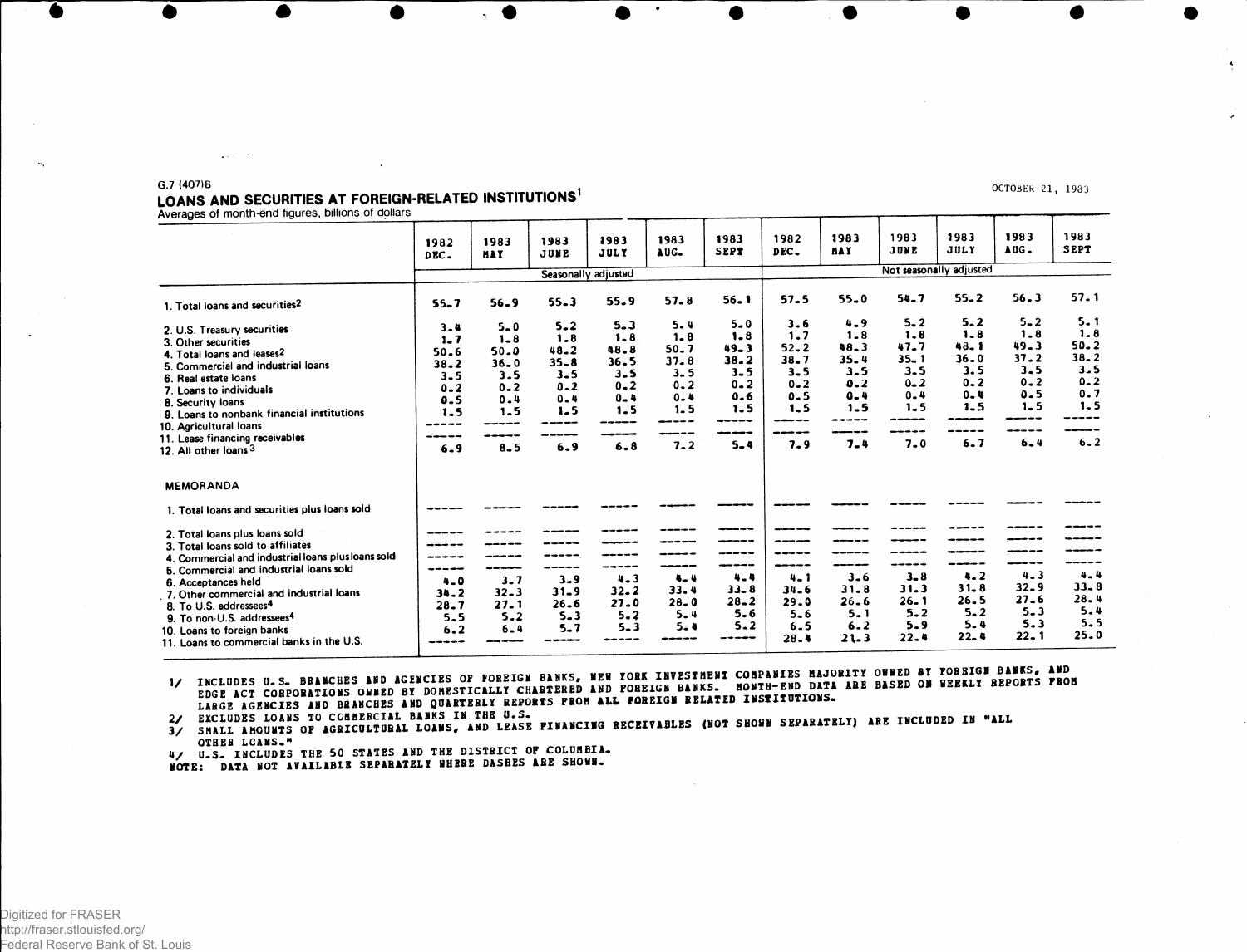G.7 (407)B

OCTOBER 21, 1983

## LOANS AND SECURITIES AT FOREIGN-RELATED INSTITUTIONS[1]

Averages of month-end figures, billions of dollars

| | 1982 DEC. | 1983 MAY | 1983 JUNE | 1983 JULY | 1983 AUG. | 1983 SEPT | 1982 DEC. | 1983 MAY | 1983 JUNE | 1983 JULY | 1983 AUG. | 1983 SEPT |
|---|---|---|---|---|---|---|---|---|---|---|---|---|
| | Seasonally adjusted | | | | | | Not seasonally adjusted | | | | | |
| 1. Total loans and securities[2] | 55.7 | 56.9 | 55.3 | 55.9 | 57.8 | 56.1 | 57.5 | 55.0 | 54.7 | 55.2 | 56.3 | 57.1 |
| 2. U.S. Treasury securities | 3.4 | 5.0 | 5.2 | 5.3 | 5.4 | 5.0 | 3.6 | 4.9 | 5.2 | 5.2 | 5.2 | 5.1 |
| 3. Other securities | 1.7 | 1.8 | 1.8 | 1.8 | 1.8 | 1.8 | 1.7 | 1.8 | 1.8 | 1.8 | 1.8 | 1.8 |
| 4. Total loans and leases[2] | 50.6 | 50.0 | 48.2 | 48.8 | 50.7 | 49.3 | 52.2 | 48.3 | 47.7 | 48.1 | 49.3 | 50.2 |
| 5. Commercial and industrial loans | 38.2 | 36.0 | 35.8 | 36.5 | 37.8 | 38.2 | 38.7 | 35.4 | 35.1 | 36.0 | 37.2 | 38.2 |
| 6. Real estate loans | 3.5 | 3.5 | 3.5 | 3.5 | 3.5 | 3.5 | 3.5 | 3.5 | 3.5 | 3.5 | 3.5 | 3.5 |
| 7. Loans to individuals | 0.2 | 0.2 | 0.2 | 0.2 | 0.2 | 0.2 | 0.2 | 0.2 | 0.2 | 0.2 | 0.2 | 0.2 |
| 8. Security loans | 0.5 | 0.4 | 0.4 | 0.4 | 0.4 | 0.6 | 0.5 | 0.4 | 0.4 | 0.4 | 0.5 | 0.7 |
| 9. Loans to nonbank financial institutions | 1.5 | 1.5 | 1.5 | 1.5 | 1.5 | 1.5 | 1.5 | 1.5 | 1.5 | 1.5 | 1.5 | 1.5 |
| 10. Agricultural loans | ----- | ----- | ----- | ----- | ----- | ----- | ----- | ----- | ----- | ----- | ----- | ----- |
| 11. Lease financing receivables | ----- | ----- | ----- | ----- | ----- | ----- | ----- | ----- | ----- | ----- | ----- | ----- |
| 12. All other loans[3] | 6.9 | 8.5 | 6.9 | 6.8 | 7.2 | 5.4 | 7.9 | 7.4 | 7.0 | 6.7 | 6.4 | 6.2 |
| **MEMORANDA** | | | | | | | | | | | | |
| 1. Total loans and securities plus loans sold | ----- | ----- | ----- | ----- | ----- | ----- | ----- | ----- | ----- | ----- | ----- | ----- |
| 2. Total loans plus loans sold | ----- | ----- | ----- | ----- | ----- | ----- | ----- | ----- | ----- | ----- | ----- | ----- |
| 3. Total loans sold to affiliates | ----- | ----- | ----- | ----- | ----- | ----- | ----- | ----- | ----- | ----- | ----- | ----- |
| 4. Commercial and industrial loans plus loans sold | ----- | ----- | ----- | ----- | ----- | ----- | ----- | ----- | ----- | ----- | ----- | ----- |
| 5. Commercial and industrial loans sold | ----- | ----- | ----- | ----- | ----- | ----- | ----- | ----- | ----- | ----- | ----- | ----- |
| 6. Acceptances held | 4.0 | 3.7 | 3.9 | 4.3 | 4.4 | 4.4 | 4.1 | 3.6 | 3.8 | 4.2 | 4.3 | 4.4 |
| 7. Other commercial and industrial loans | 34.2 | 32.3 | 31.9 | 32.2 | 33.4 | 33.8 | 34.6 | 31.8 | 31.3 | 31.8 | 32.9 | 33.8 |
| 8. To U.S. addressees[4] | 28.7 | 27.1 | 26.6 | 27.0 | 28.0 | 28.2 | 29.0 | 26.6 | 26.1 | 26.5 | 27.6 | 28.4 |
| 9. To non-U.S. addressees[4] | 5.5 | 5.2 | 5.3 | 5.2 | 5.4 | 5.6 | 5.6 | 5.1 | 5.2 | 5.2 | 5.3 | 5.4 |
| 10. Loans to foreign banks | 6.2 | 6.4 | 5.7 | 5.3 | 5.4 | 5.2 | 6.5 | 6.2 | 5.9 | 5.4 | 5.3 | 5.5 |
| 11. Loans to commercial banks in the U.S. | ----- | ----- | ----- | ----- | ----- | ----- | 28.4 | 21.3 | 22.4 | 22.4 | 22.1 | 25.0 |

1/ INCLUDES U.S. BRANCHES AND AGENCIES OF FOREIGN BANKS, NEW YORK INVESTMENT COMPANIES MAJORITY OWNED BY FOREIGN BANKS, AND EDGE ACT CORPORATIONS OWNED BY DOMESTICALLY CHARTERED AND FOREIGN BANKS. MONTH-END DATA ARE BASED ON WEEKLY REPORTS FROM LARGE AGENCIES AND BRANCHES AND QUARTERLY REPORTS FROM ALL FOREIGN RELATED INSTITUTIONS.

2/ EXCLUDES LOANS TO COMMERCIAL BANKS IN THE U.S.

3/ SMALL AMOUNTS OF AGRICULTURAL LOANS, AND LEASE FINANCING RECEIVABLES (NOT SHOWN SEPARATELY) ARE INCLUDED IN "ALL OTHER LOANS."

4/ U.S. INCLUDES THE 50 STATES AND THE DISTRICT OF COLUMBIA.

NOTE: DATA NOT AVAILABLE SEPARATELY WHERE DASHES ARE SHOWN.